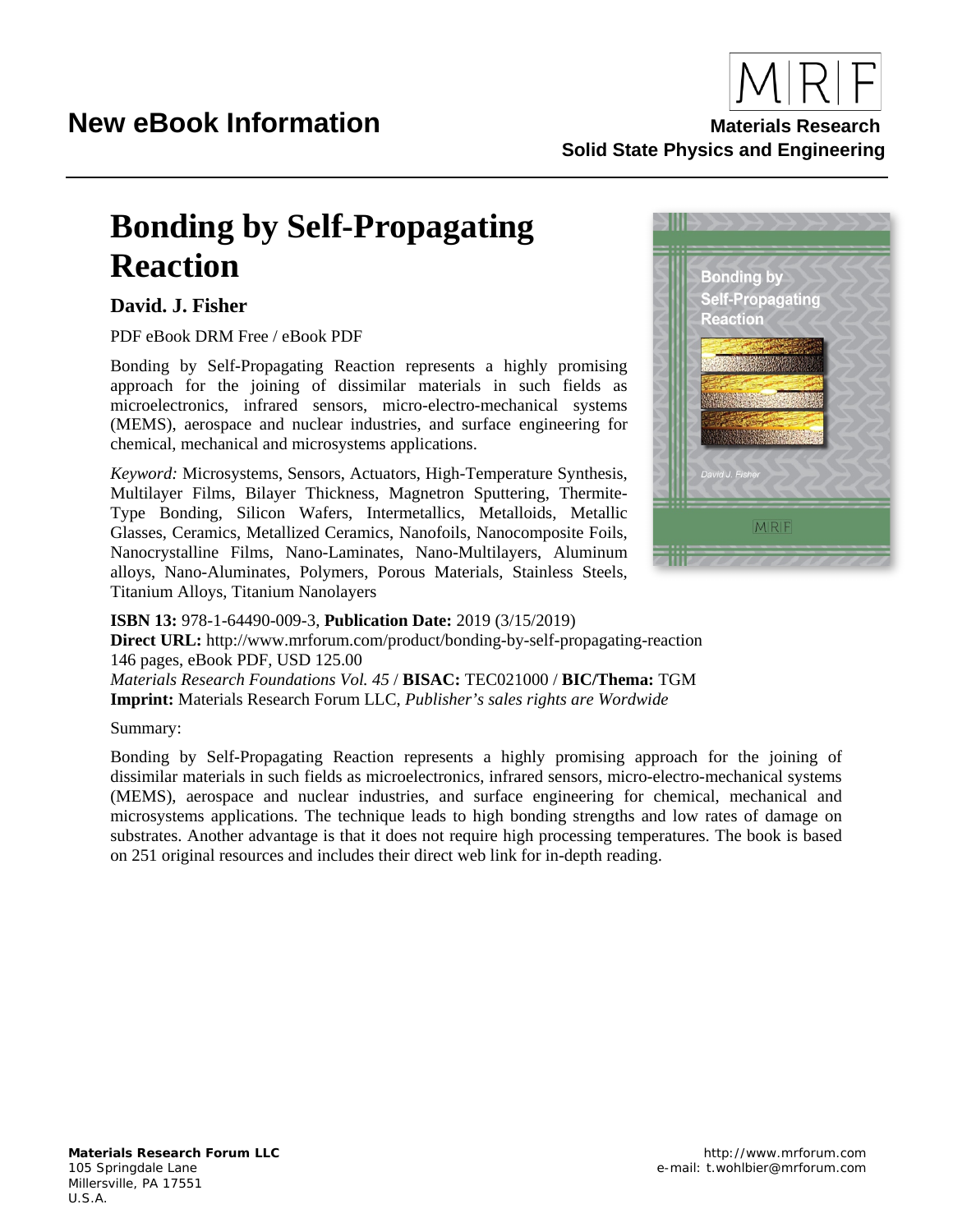# New eBook Information

**Materials Research**
**Solid State Physics and Engineering**

## Bonding by Self-Propagating Reaction

### David. J. Fisher

PDF eBook DRM Free / eBook PDF

Bonding by Self-Propagating Reaction represents a highly promising approach for the joining of dissimilar materials in such fields as microelectronics, infrared sensors, micro-electro-mechanical systems (MEMS), aerospace and nuclear industries, and surface engineering for chemical, mechanical and microsystems applications.

*Keyword:* Microsystems, Sensors, Actuators, High-Temperature Synthesis, Multilayer Films, Bilayer Thickness, Magnetron Sputtering, Thermite-Type Bonding, Silicon Wafers, Intermetallics, Metalloids, Metallic Glasses, Ceramics, Metallized Ceramics, Nanofoils, Nanocomposite Foils, Nanocrystalline Films, Nano-Laminates, Nano-Multilayers, Aluminum alloys, Nano-Aluminates, Polymers, Porous Materials, Stainless Steels, Titanium Alloys, Titanium Nanolayers

**ISBN 13:** 978-1-64490-009-3, **Publication Date:** 2019 (3/15/2019)
**Direct URL:** http://www.mrforum.com/product/bonding-by-self-propagating-reaction
146 pages, eBook PDF, USD 125.00
*Materials Research Foundations Vol. 45* / **BISAC:** TEC021000 / **BIC/Thema:** TGM
**Imprint:** Materials Research Forum LLC, *Publisher's sales rights are Wordwide*

Summary:

Bonding by Self-Propagating Reaction represents a highly promising approach for the joining of dissimilar materials in such fields as microelectronics, infrared sensors, micro-electro-mechanical systems (MEMS), aerospace and nuclear industries, and surface engineering for chemical, mechanical and microsystems applications. The technique leads to high bonding strengths and low rates of damage on substrates. Another advantage is that it does not require high processing temperatures. The book is based on 251 original resources and includes their direct web link for in-depth reading.

**Materials Research Forum LLC**
105 Springdale Lane
Millersville, PA 17551
U.S.A.

http://www.mrforum.com
e-mail: t.wohlbier@mrforum.com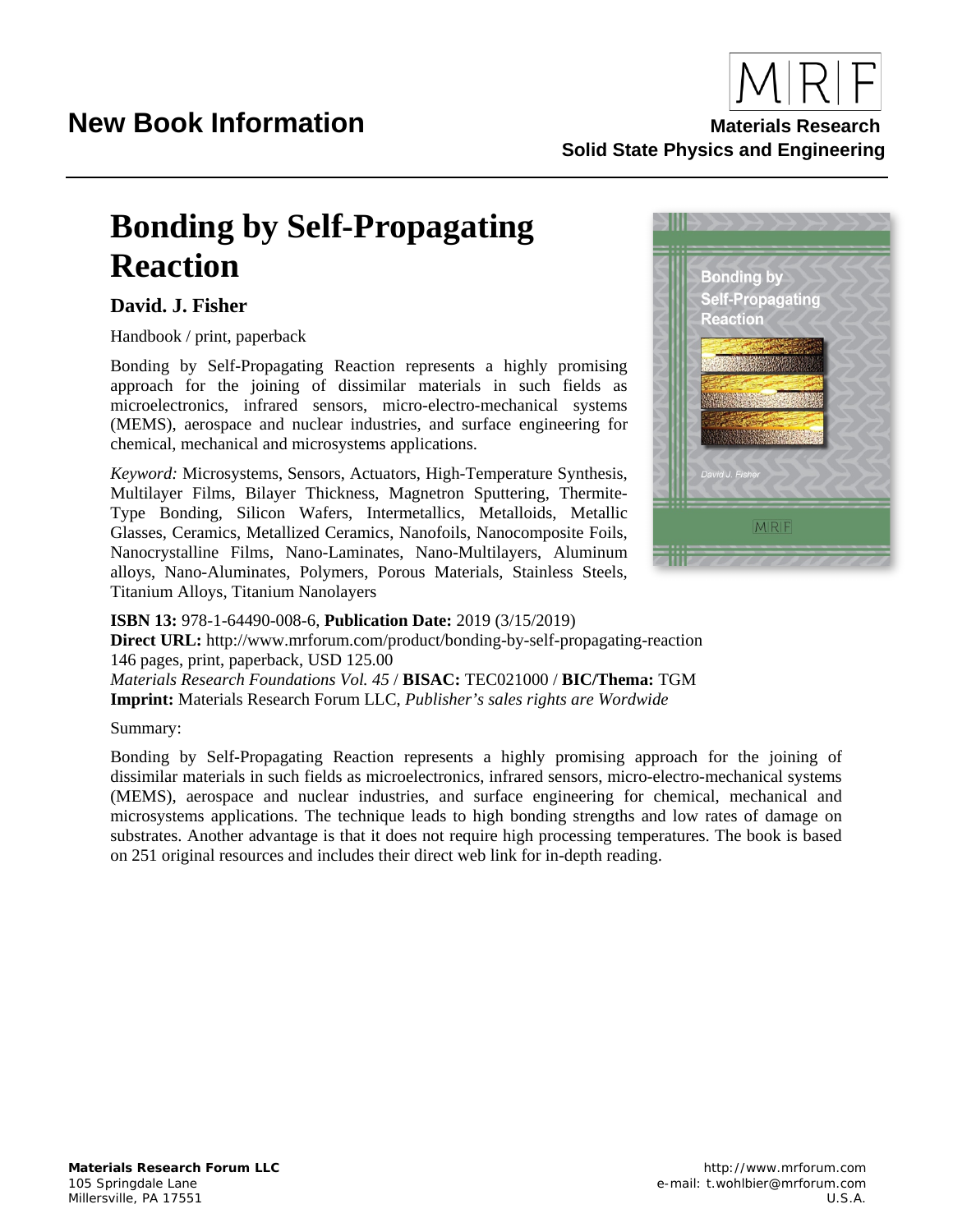# New Book Information

**Materials Research**
**Solid State Physics and Engineering**

## Bonding by Self-Propagating Reaction

### David. J. Fisher

Handbook / print, paperback

Bonding by Self-Propagating Reaction represents a highly promising approach for the joining of dissimilar materials in such fields as microelectronics, infrared sensors, micro-electro-mechanical systems (MEMS), aerospace and nuclear industries, and surface engineering for chemical, mechanical and microsystems applications.

*Keyword:* Microsystems, Sensors, Actuators, High-Temperature Synthesis, Multilayer Films, Bilayer Thickness, Magnetron Sputtering, Thermite-Type Bonding, Silicon Wafers, Intermetallics, Metalloids, Metallic Glasses, Ceramics, Metallized Ceramics, Nanofoils, Nanocomposite Foils, Nanocrystalline Films, Nano-Laminates, Nano-Multilayers, Aluminum alloys, Nano-Aluminates, Polymers, Porous Materials, Stainless Steels, Titanium Alloys, Titanium Nanolayers

**ISBN 13:** 978-1-64490-008-6, **Publication Date:** 2019 (3/15/2019)
**Direct URL:** http://www.mrforum.com/product/bonding-by-self-propagating-reaction
146 pages, print, paperback, USD 125.00
*Materials Research Foundations Vol. 45* / **BISAC:** TEC021000 / **BIC/Thema:** TGM
**Imprint:** Materials Research Forum LLC, *Publisher's sales rights are Wordwide*

Summary:

Bonding by Self-Propagating Reaction represents a highly promising approach for the joining of dissimilar materials in such fields as microelectronics, infrared sensors, micro-electro-mechanical systems (MEMS), aerospace and nuclear industries, and surface engineering for chemical, mechanical and microsystems applications. The technique leads to high bonding strengths and low rates of damage on substrates. Another advantage is that it does not require high processing temperatures. The book is based on 251 original resources and includes their direct web link for in-depth reading.

**Materials Research Forum LLC**
105 Springdale Lane
Millersville, PA 17551

http://www.mrforum.com
e-mail: t.wohlbier@mrforum.com
U.S.A.